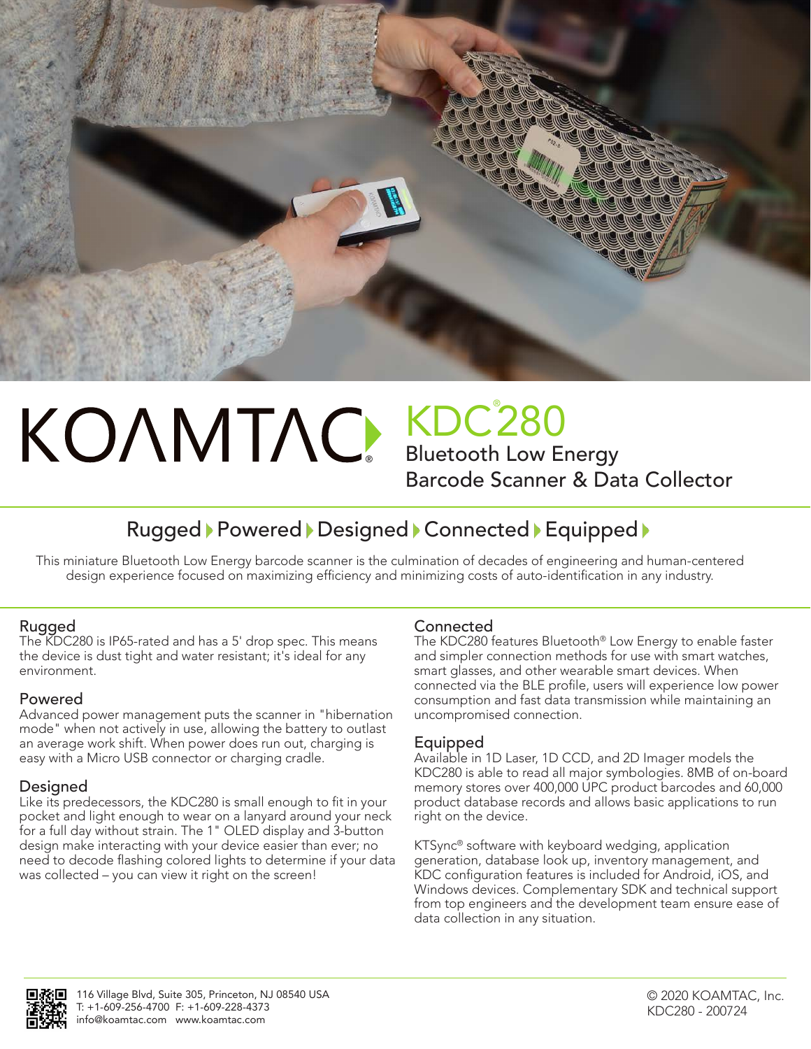# KOAMTAC® KDC®280

## Bluetooth Low Energy Barcode Scanner & Data Collector

**Rugged ▸ Powered ▸ Designed ▸ Connected ▸ Equipped ▸**

This miniature Bluetooth Low Energy barcode scanner is the culmination of decades of engineering and human-centered design experience focused on maximizing efficiency and minimizing costs of auto-identification in any industry.

### Rugged

The KDC280 is IP65-rated and has a 5' drop spec. This means the device is dust tight and water resistant; it's ideal for any environment.

### Powered

Advanced power management puts the scanner in "hibernation mode" when not actively in use, allowing the battery to outlast an average work shift. When power does run out, charging is easy with a Micro USB connector or charging cradle.

### Designed

Like its predecessors, the KDC280 is small enough to fit in your pocket and light enough to wear on a lanyard around your neck for a full day without strain. The 1" OLED display and 3-button design make interacting with your device easier than ever; no need to decode flashing colored lights to determine if your data was collected – you can view it right on the screen!

### Connected

The KDC280 features Bluetooth® Low Energy to enable faster and simpler connection methods for use with smart watches, smart glasses, and other wearable smart devices. When connected via the BLE profile, users will experience low power consumption and fast data transmission while maintaining an uncompromised connection.

### Equipped

Available in 1D Laser, 1D CCD, and 2D Imager models the KDC280 is able to read all major symbologies. 8MB of on-board memory stores over 400,000 UPC product barcodes and 60,000 product database records and allows basic applications to run right on the device.

KTSync® software with keyboard wedging, application generation, database look up, inventory management, and KDC configuration features is included for Android, iOS, and Windows devices. Complementary SDK and technical support from top engineers and the development team ensure ease of data collection in any situation.

116 Village Blvd, Suite 305, Princeton, NJ 08540 USA
T: +1-609-256-4700 F: +1-609-228-4373
info@koamtac.com www.koamtac.com

© 2020 KOAMTAC, Inc.
KDC280 - 200724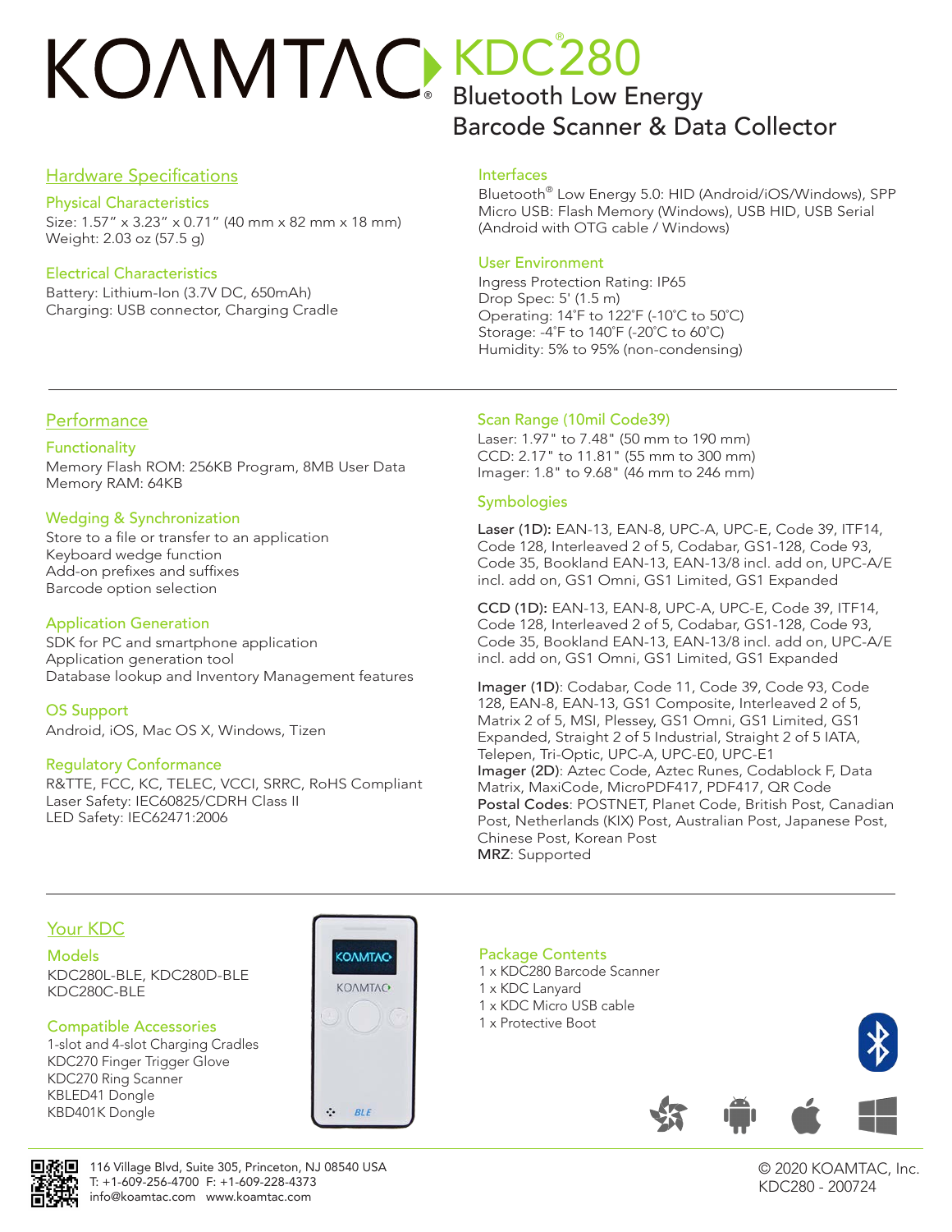# KOAMTAC® KDC®280

## Bluetooth Low Energy Barcode Scanner & Data Collector

## Hardware Specifications

### Physical Characteristics

Size: 1.57" x 3.23" x 0.71" (40 mm x 82 mm x 18 mm)
Weight: 2.03 oz (57.5 g)

### Electrical Characteristics

Battery: Lithium-Ion (3.7V DC, 650mAh)
Charging: USB connector, Charging Cradle

### Interfaces

Bluetooth® Low Energy 5.0: HID (Android/iOS/Windows), SPP
Micro USB: Flash Memory (Windows), USB HID, USB Serial (Android with OTG cable / Windows)

### User Environment

Ingress Protection Rating: IP65
Drop Spec: 5' (1.5 m)
Operating: 14˚F to 122˚F (-10˚C to 50˚C)
Storage: -4˚F to 140˚F (-20˚C to 60˚C)
Humidity: 5% to 95% (non-condensing)

## Performance

### Functionality

Memory Flash ROM: 256KB Program, 8MB User Data
Memory RAM: 64KB

### Wedging & Synchronization

Store to a file or transfer to an application
Keyboard wedge function
Add-on prefixes and suffixes
Barcode option selection

### Application Generation

SDK for PC and smartphone application
Application generation tool
Database lookup and Inventory Management features

### OS Support

Android, iOS, Mac OS X, Windows, Tizen

### Regulatory Conformance

R&TTE, FCC, KC, TELEC, VCCI, SRRC, RoHS Compliant
Laser Safety: IEC60825/CDRH Class II
LED Safety: IEC62471:2006

### Scan Range (10mil Code39)

Laser: 1.97" to 7.48" (50 mm to 190 mm)
CCD: 2.17" to 11.81" (55 mm to 300 mm)
Imager: 1.8" to 9.68" (46 mm to 246 mm)

### Symbologies

**Laser (1D):** EAN-13, EAN-8, UPC-A, UPC-E, Code 39, ITF14, Code 128, Interleaved 2 of 5, Codabar, GS1-128, Code 93, Code 35, Bookland EAN-13, EAN-13/8 incl. add on, UPC-A/E incl. add on, GS1 Omni, GS1 Limited, GS1 Expanded

**CCD (1D):** EAN-13, EAN-8, UPC-A, UPC-E, Code 39, ITF14, Code 128, Interleaved 2 of 5, Codabar, GS1-128, Code 93, Code 35, Bookland EAN-13, EAN-13/8 incl. add on, UPC-A/E incl. add on, GS1 Omni, GS1 Limited, GS1 Expanded

**Imager (1D)**: Codabar, Code 11, Code 39, Code 93, Code 128, EAN-8, EAN-13, GS1 Composite, Interleaved 2 of 5, Matrix 2 of 5, MSI, Plessey, GS1 Omni, GS1 Limited, GS1 Expanded, Straight 2 of 5 Industrial, Straight 2 of 5 IATA, Telepen, Tri-Optic, UPC-A, UPC-E0, UPC-E1
**Imager (2D)**: Aztec Code, Aztec Runes, Codablock F, Data Matrix, MaxiCode, MicroPDF417, PDF417, QR Code
**Postal Codes**: POSTNET, Planet Code, British Post, Canadian Post, Netherlands (KIX) Post, Australian Post, Japanese Post, Chinese Post, Korean Post
**MRZ**: Supported

## Your KDC

### Models

KDC280L-BLE, KDC280D-BLE
KDC280C-BLE

### Compatible Accessories

1-slot and 4-slot Charging Cradles
KDC270 Finger Trigger Glove
KDC270 Ring Scanner
KBLED41 Dongle
KBD401K Dongle

### Package Contents

1 x KDC280 Barcode Scanner
1 x KDC Lanyard
1 x KDC Micro USB cable
1 x Protective Boot

116 Village Blvd, Suite 305, Princeton, NJ 08540 USA
T: +1-609-256-4700 F: +1-609-228-4373
info@koamtac.com www.koamtac.com

© 2020 KOAMTAC, Inc.
KDC280 - 200724